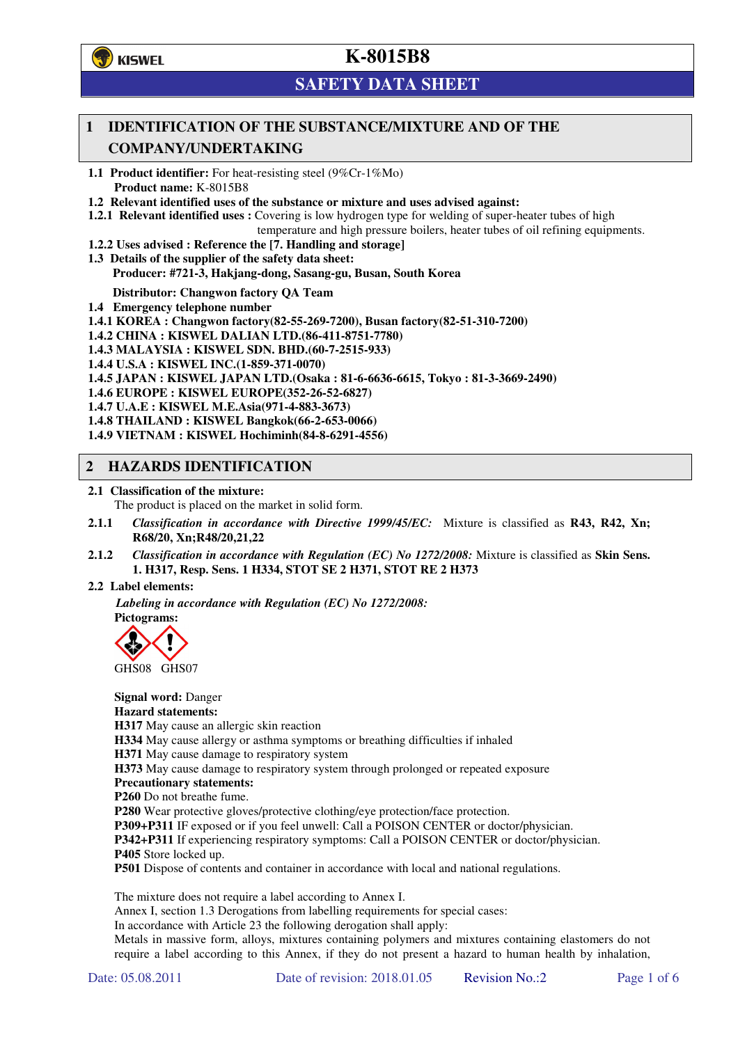# K-8015B8

## SAFETY DATA SHEET

## 1 IDENTIFICATION OF THE SUBSTANCE/MIXTURE AND OF THE COMPANY/UNDERTAKING

**1.1 Product identifier:** For heat-resisting steel (9%Cr-1%Mo)
**Product name:** K-8015B8

**1.2 Relevant identified uses of the substance or mixture and uses advised against:**

**1.2.1 Relevant identified uses :** Covering is low hydrogen type for welding of super-heater tubes of high temperature and high pressure boilers, heater tubes of oil refining equipments.

**1.2.2 Uses advised : Reference the [7. Handling and storage]**

**1.3 Details of the supplier of the safety data sheet:**
**Producer: #721-3, Hakjang-dong, Sasang-gu, Busan, South Korea**

**Distributor: Changwon factory QA Team**

**1.4 Emergency telephone number**

**1.4.1 KOREA : Changwon factory(82-55-269-7200), Busan factory(82-51-310-7200)**
**1.4.2 CHINA : KISWEL DALIAN LTD.(86-411-8751-7780)**
**1.4.3 MALAYSIA : KISWEL SDN. BHD.(60-7-2515-933)**
**1.4.4 U.S.A : KISWEL INC.(1-859-371-0070)**
**1.4.5 JAPAN : KISWEL JAPAN LTD.(Osaka : 81-6-6636-6615, Tokyo : 81-3-3669-2490)**
**1.4.6 EUROPE : KISWEL EUROPE(352-26-52-6827)**
**1.4.7 U.A.E : KISWEL M.E.Asia(971-4-883-3673)**
**1.4.8 THAILAND : KISWEL Bangkok(66-2-653-0066)**
**1.4.9 VIETNAM : KISWEL Hochiminh(84-8-6291-4556)**

## 2 HAZARDS IDENTIFICATION

**2.1 Classification of the mixture:**
The product is placed on the market in solid form.

**2.1.1** *Classification in accordance with Directive 1999/45/EC:* Mixture is classified as **R43, R42, Xn; R68/20, Xn;R48/20,21,22**

**2.1.2** *Classification in accordance with Regulation (EC) No 1272/2008:* Mixture is classified as **Skin Sens. 1. H317, Resp. Sens. 1 H334, STOT SE 2 H371, STOT RE 2 H373**

**2.2 Label elements:**

*Labeling in accordance with Regulation (EC) No 1272/2008:*

**Pictograms:**

GHS08 GHS07

**Signal word:** Danger
**Hazard statements:**
**H317** May cause an allergic skin reaction
**H334** May cause allergy or asthma symptoms or breathing difficulties if inhaled
**H371** May cause damage to respiratory system
**H373** May cause damage to respiratory system through prolonged or repeated exposure
**Precautionary statements:**
**P260** Do not breathe fume.
**P280** Wear protective gloves/protective clothing/eye protection/face protection.
**P309+P311** IF exposed or if you feel unwell: Call a POISON CENTER or doctor/physician.
**P342+P311** If experiencing respiratory symptoms: Call a POISON CENTER or doctor/physician.
**P405** Store locked up.
**P501** Dispose of contents and container in accordance with local and national regulations.

The mixture does not require a label according to Annex I.
Annex I, section 1.3 Derogations from labelling requirements for special cases:
In accordance with Article 23 the following derogation shall apply:
Metals in massive form, alloys, mixtures containing polymers and mixtures containing elastomers do not require a label according to this Annex, if they do not present a hazard to human health by inhalation,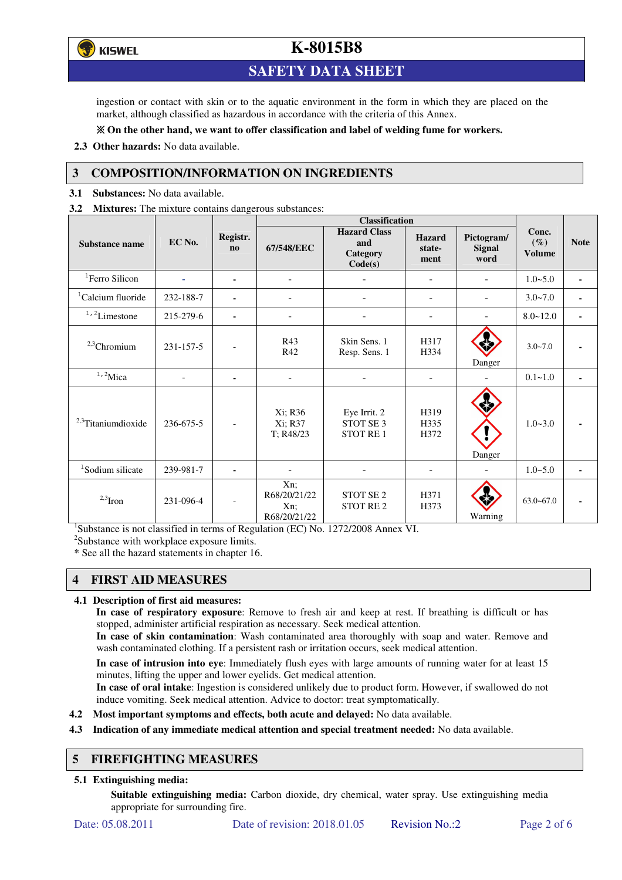ingestion or contact with skin or to the aquatic environment in the form in which they are placed on the market, although classified as hazardous in accordance with the criteria of this Annex.

**※ On the other hand, we want to offer classification and label of welding fume for workers.**

**2.3 Other hazards:** No data available.

## 3 COMPOSITION/INFORMATION ON INGREDIENTS

**3.1 Substances:** No data available.

**3.2 Mixtures:** The mixture contains dangerous substances:

| Substance name | EC No. | Registr. no | Classification | | | | Conc. (%) Volume | Note |
|---|---|---|---|---|---|---|---|---|
| | | | 67/548/EEC | Hazard Class and Category Code(s) | Hazard state-ment | Pictogram/ Signal word | | |
| [1]Ferro Silicon | - | - | - | - | - | - | 1.0~5.0 | - |
| [1]Calcium fluoride | 232-188-7 | - | - | - | - | - | 3.0~7.0 | - |
| [1,2]Limestone | 215-279-6 | - | - | - | - | - | 8.0~12.0 | - |
| [2,3]Chromium | 231-157-5 | - | R43 R42 | Skin Sens. 1 Resp. Sens. 1 | H317 H334 | Danger | 3.0~7.0 | - |
| [1,2]Mica | - | - | - | - | - | - | 0.1~1.0 | - |
| [2,3]Titaniumdioxide | 236-675-5 | - | Xi; R36 Xi; R37 T; R48/23 | Eye Irrit. 2 STOT SE 3 STOT RE 1 | H319 H335 H372 | Danger | 1.0~3.0 | - |
| [1]Sodium silicate | 239-981-7 | - | - | - | - | - | 1.0~5.0 | - |
| [2,3]Iron | 231-096-4 | - | Xn; R68/20/21/22 Xn; R68/20/21/22 | STOT SE 2 STOT RE 2 | H371 H373 | Warning | 63.0~67.0 | - |

[1]Substance is not classified in terms of Regulation (EC) No. 1272/2008 Annex VI.
[2]Substance with workplace exposure limits.
* See all the hazard statements in chapter 16.

## 4 FIRST AID MEASURES

**4.1 Description of first aid measures:**

**In case of respiratory exposure**: Remove to fresh air and keep at rest. If breathing is difficult or has stopped, administer artificial respiration as necessary. Seek medical attention.

**In case of skin contamination**: Wash contaminated area thoroughly with soap and water. Remove and wash contaminated clothing. If a persistent rash or irritation occurs, seek medical attention.

**In case of intrusion into eye**: Immediately flush eyes with large amounts of running water for at least 15 minutes, lifting the upper and lower eyelids. Get medical attention.

**In case of oral intake**: Ingestion is considered unlikely due to product form. However, if swallowed do not induce vomiting. Seek medical attention. Advice to doctor: treat symptomatically.

**4.2 Most important symptoms and effects, both acute and delayed:** No data available.

**4.3 Indication of any immediate medical attention and special treatment needed:** No data available.

## 5 FIREFIGHTING MEASURES

**5.1 Extinguishing media:**

**Suitable extinguishing media:** Carbon dioxide, dry chemical, water spray. Use extinguishing media appropriate for surrounding fire.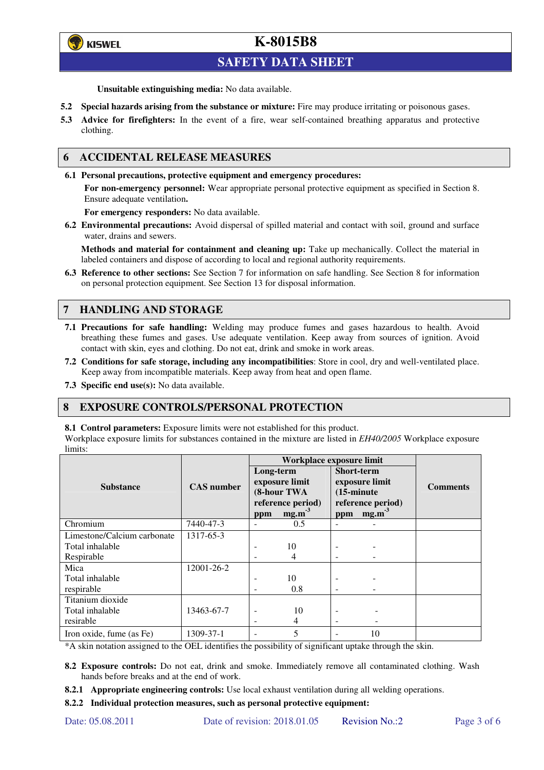**Unsuitable extinguishing media:** No data available.

**5.2 Special hazards arising from the substance or mixture:** Fire may produce irritating or poisonous gases.

**5.3 Advice for firefighters:** In the event of a fire, wear self-contained breathing apparatus and protective clothing.

## 6 ACCIDENTAL RELEASE MEASURES

**6.1 Personal precautions, protective equipment and emergency procedures:**

**For non-emergency personnel:** Wear appropriate personal protective equipment as specified in Section 8. Ensure adequate ventilation**.**

**For emergency responders:** No data available.

**6.2 Environmental precautions:** Avoid dispersal of spilled material and contact with soil, ground and surface water, drains and sewers.

**Methods and material for containment and cleaning up:** Take up mechanically. Collect the material in labeled containers and dispose of according to local and regional authority requirements.

**6.3 Reference to other sections:** See Section 7 for information on safe handling. See Section 8 for information on personal protection equipment. See Section 13 for disposal information.

## 7 HANDLING AND STORAGE

**7.1 Precautions for safe handling:** Welding may produce fumes and gases hazardous to health. Avoid breathing these fumes and gases. Use adequate ventilation. Keep away from sources of ignition. Avoid contact with skin, eyes and clothing. Do not eat, drink and smoke in work areas.

**7.2 Conditions for safe storage, including any incompatibilities**: Store in cool, dry and well-ventilated place. Keep away from incompatible materials. Keep away from heat and open flame.

**7.3 Specific end use(s):** No data available.

## 8 EXPOSURE CONTROLS/PERSONAL PROTECTION

**8.1 Control parameters:** Exposure limits were not established for this product.
Workplace exposure limits for substances contained in the mixture are listed in *EH40/2005* Workplace exposure limits:

| Substance | CAS number | Workplace exposure limit | | | | Comments |
|---|---|---|---|---|---|---|
| | | Long-term exposure limit (8-hour TWA reference period) | | Short-term exposure limit (15-minute reference period) | | |
| | | ppm | $mg.m^{-3}$ | ppm | $mg.m^{-3}$ | |
| Chromium | 7440-47-3 | - | 0.5 | - | - | |
| Limestone/Calcium carbonate | 1317-65-3 | | | | | |
| Total inhalable | | - | 10 | - | - | |
| Respirable | | - | 4 | - | - | |
| Mica | 12001-26-2 | | | | | |
| Total inhalable | | - | 10 | - | - | |
| respirable | | - | 0.8 | - | - | |
| Titanium dioxide | | | | | | |
| Total inhalable | 13463-67-7 | - | 10 | - | - | |
| resirable | | - | 4 | - | - | |
| Iron oxide, fume (as Fe) | 1309-37-1 | - | 5 | - | 10 | |

*A skin notation assigned to the OEL identifies the possibility of significant uptake through the skin.

**8.2 Exposure controls:** Do not eat, drink and smoke. Immediately remove all contaminated clothing. Wash hands before breaks and at the end of work.

**8.2.1 Appropriate engineering controls:** Use local exhaust ventilation during all welding operations.

**8.2.2 Individual protection measures, such as personal protective equipment:**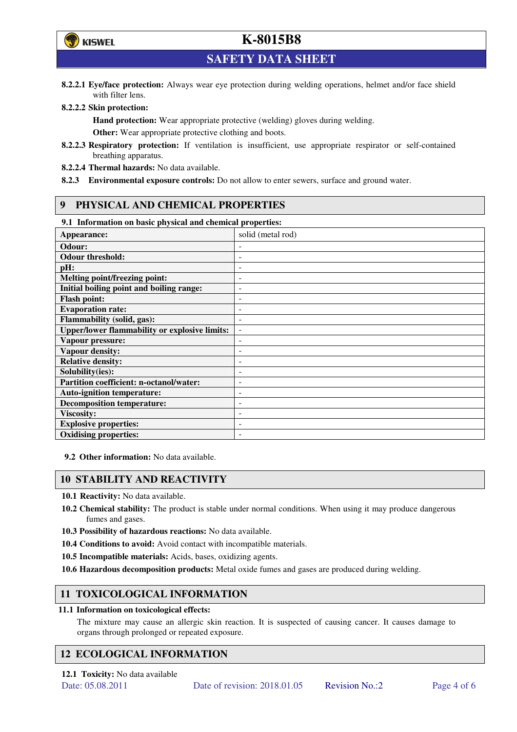**8.2.2.1 Eye/face protection:** Always wear eye protection during welding operations, helmet and/or face shield with filter lens.

**8.2.2.2 Skin protection:**

**Hand protection:** Wear appropriate protective (welding) gloves during welding.

**Other:** Wear appropriate protective clothing and boots.

**8.2.2.3 Respiratory protection:** If ventilation is insufficient, use appropriate respirator or self-contained breathing apparatus.

**8.2.2.4 Thermal hazards:** No data available.

**8.2.3 Environmental exposure controls:** Do not allow to enter sewers, surface and ground water.

## 9 PHYSICAL AND CHEMICAL PROPERTIES

**9.1 Information on basic physical and chemical properties:**

| | |
|---|---|
| **Appearance:** | solid (metal rod) |
| **Odour:** | - |
| **Odour threshold:** | - |
| **pH:** | - |
| **Melting point/freezing point:** | - |
| **Initial boiling point and boiling range:** | - |
| **Flash point:** | - |
| **Evaporation rate:** | - |
| **Flammability (solid, gas):** | - |
| **Upper/lower flammability or explosive limits:** | - |
| **Vapour pressure:** | - |
| **Vapour density:** | - |
| **Relative density:** | - |
| **Solubility(ies):** | - |
| **Partition coefficient: n-octanol/water:** | - |
| **Auto-ignition temperature:** | - |
| **Decomposition temperature:** | - |
| **Viscosity:** | - |
| **Explosive properties:** | - |
| **Oxidising properties:** | - |

**9.2 Other information:** No data available.

## 10 STABILITY AND REACTIVITY

**10.1 Reactivity:** No data available.

**10.2 Chemical stability:** The product is stable under normal conditions. When using it may produce dangerous fumes and gases.

**10.3 Possibility of hazardous reactions:** No data available.

**10.4 Conditions to avoid:** Avoid contact with incompatible materials.

**10.5 Incompatible materials:** Acids, bases, oxidizing agents.

**10.6 Hazardous decomposition products:** Metal oxide fumes and gases are produced during welding.

## 11 TOXICOLOGICAL INFORMATION

**11.1 Information on toxicological effects:**

The mixture may cause an allergic skin reaction. It is suspected of causing cancer. It causes damage to organs through prolonged or repeated exposure.

## 12 ECOLOGICAL INFORMATION

**12.1 Toxicity:** No data available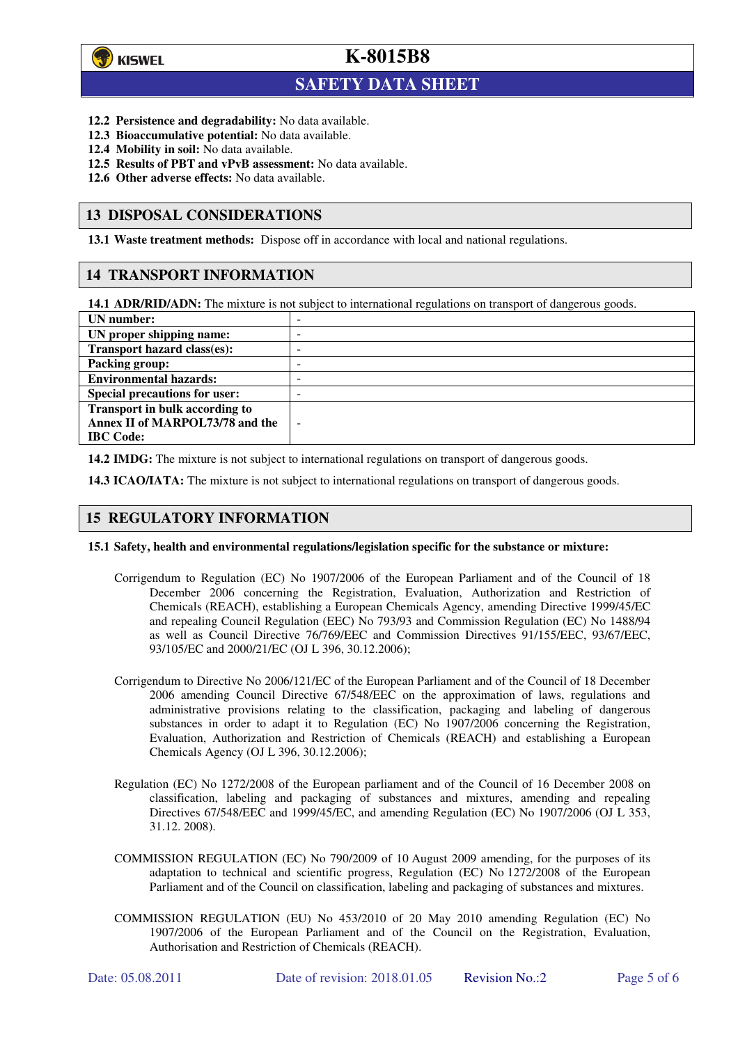**12.2 Persistence and degradability:** No data available.
**12.3 Bioaccumulative potential:** No data available.
**12.4 Mobility in soil:** No data available.
**12.5 Results of PBT and vPvB assessment:** No data available.
**12.6 Other adverse effects:** No data available.

## 13 DISPOSAL CONSIDERATIONS

**13.1 Waste treatment methods:** Dispose off in accordance with local and national regulations.

## 14 TRANSPORT INFORMATION

**14.1 ADR/RID/ADN:** The mixture is not subject to international regulations on transport of dangerous goods.

| | |
|---|---|
| **UN number:** | - |
| **UN proper shipping name:** | - |
| **Transport hazard class(es):** | - |
| **Packing group:** | - |
| **Environmental hazards:** | - |
| **Special precautions for user:** | - |
| **Transport in bulk according to Annex II of MARPOL73/78 and the IBC Code:** | - |

**14.2 IMDG:** The mixture is not subject to international regulations on transport of dangerous goods.

**14.3 ICAO/IATA:** The mixture is not subject to international regulations on transport of dangerous goods.

## 15 REGULATORY INFORMATION

**15.1 Safety, health and environmental regulations/legislation specific for the substance or mixture:**

Corrigendum to Regulation (EC) No 1907/2006 of the European Parliament and of the Council of 18 December 2006 concerning the Registration, Evaluation, Authorization and Restriction of Chemicals (REACH), establishing a European Chemicals Agency, amending Directive 1999/45/EC and repealing Council Regulation (EEC) No 793/93 and Commission Regulation (EC) No 1488/94 as well as Council Directive 76/769/EEC and Commission Directives 91/155/EEC, 93/67/EEC, 93/105/EC and 2000/21/EC (OJ L 396, 30.12.2006);

Corrigendum to Directive No 2006/121/EC of the European Parliament and of the Council of 18 December 2006 amending Council Directive 67/548/EEC on the approximation of laws, regulations and administrative provisions relating to the classification, packaging and labeling of dangerous substances in order to adapt it to Regulation (EC) No 1907/2006 concerning the Registration, Evaluation, Authorization and Restriction of Chemicals (REACH) and establishing a European Chemicals Agency (OJ L 396, 30.12.2006);

Regulation (EC) No 1272/2008 of the European parliament and of the Council of 16 December 2008 on classification, labeling and packaging of substances and mixtures, amending and repealing Directives 67/548/EEC and 1999/45/EC, and amending Regulation (EC) No 1907/2006 (OJ L 353, 31.12. 2008).

COMMISSION REGULATION (EC) No 790/2009 of 10 August 2009 amending, for the purposes of its adaptation to technical and scientific progress, Regulation (EC) No 1272/2008 of the European Parliament and of the Council on classification, labeling and packaging of substances and mixtures.

COMMISSION REGULATION (EU) No 453/2010 of 20 May 2010 amending Regulation (EC) No 1907/2006 of the European Parliament and of the Council on the Registration, Evaluation, Authorisation and Restriction of Chemicals (REACH).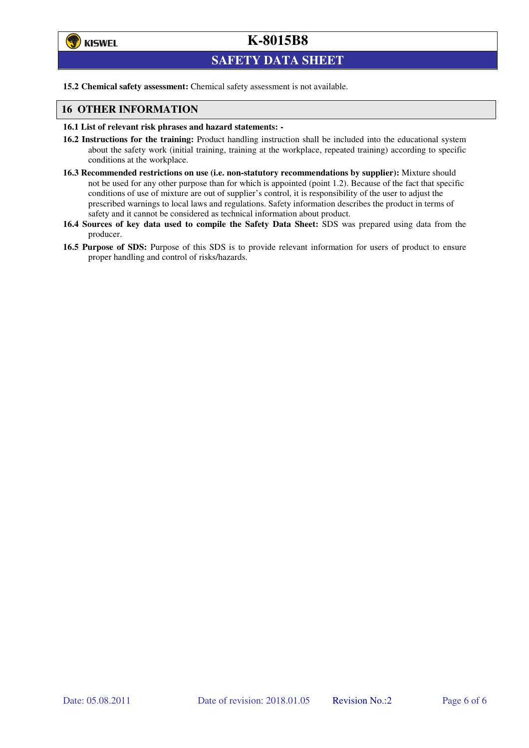**15.2 Chemical safety assessment:** Chemical safety assessment is not available.

## 16 OTHER INFORMATION

**16.1 List of relevant risk phrases and hazard statements: -**

**16.2 Instructions for the training:** Product handling instruction shall be included into the educational system about the safety work (initial training, training at the workplace, repeated training) according to specific conditions at the workplace.

**16.3 Recommended restrictions on use (i.e. non-statutory recommendations by supplier):** Mixture should not be used for any other purpose than for which is appointed (point 1.2). Because of the fact that specific conditions of use of mixture are out of supplier's control, it is responsibility of the user to adjust the prescribed warnings to local laws and regulations. Safety information describes the product in terms of safety and it cannot be considered as technical information about product.

**16.4 Sources of key data used to compile the Safety Data Sheet:** SDS was prepared using data from the producer.

**16.5 Purpose of SDS:** Purpose of this SDS is to provide relevant information for users of product to ensure proper handling and control of risks/hazards.